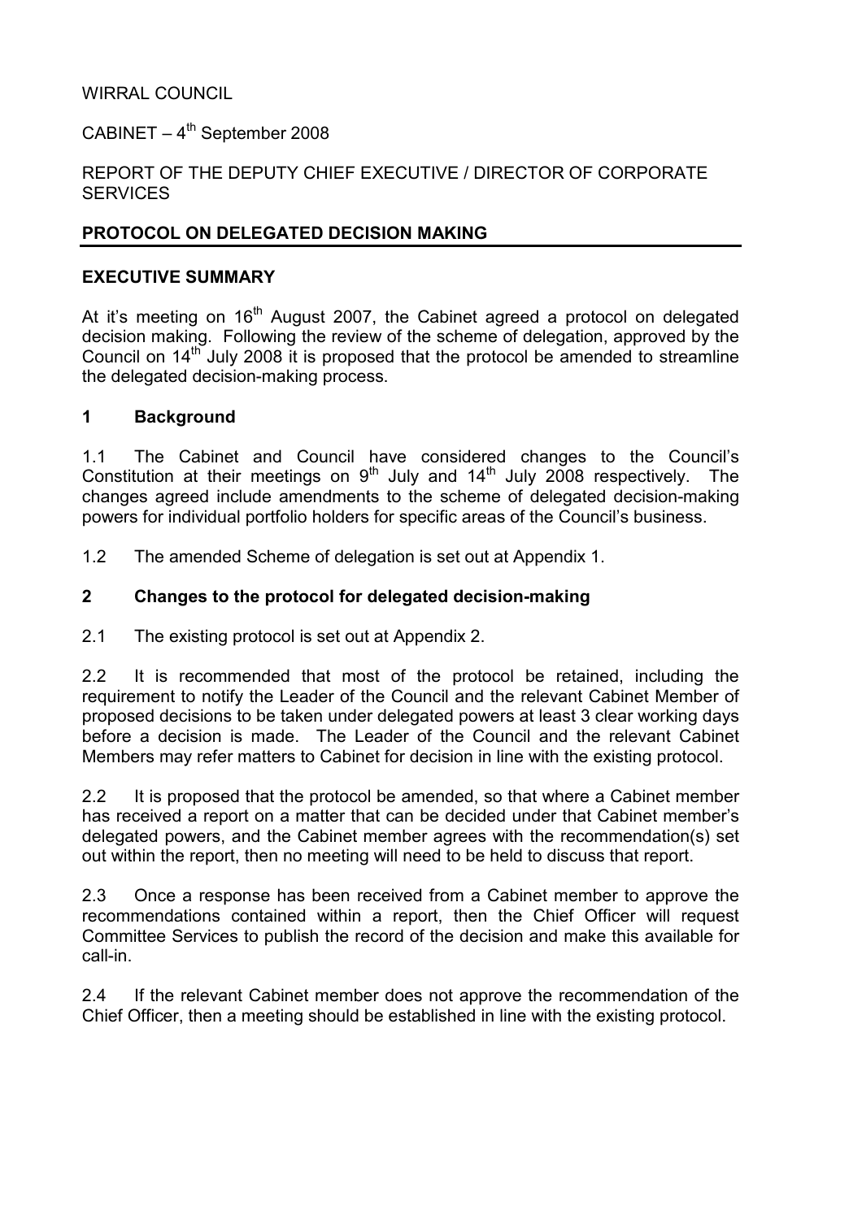WIRRAL COUNCIL

CABINET – 4th September 2008

REPORT OF THE DEPUTY CHIEF EXECUTIVE / DIRECTOR OF CORPORATE SERVICES

## PROTOCOL ON DELEGATED DECISION MAKING

### EXECUTIVE SUMMARY

At it's meeting on 16th August 2007, the Cabinet agreed a protocol on delegated decision making. Following the review of the scheme of delegation, approved by the Council on 14th July 2008 it is proposed that the protocol be amended to streamline the delegated decision-making process.

### 1 Background

1.1 The Cabinet and Council have considered changes to the Council's Constitution at their meetings on 9th July and 14th July 2008 respectively. The changes agreed include amendments to the scheme of delegated decision-making powers for individual portfolio holders for specific areas of the Council's business.

1.2 The amended Scheme of delegation is set out at Appendix 1.

### 2 Changes to the protocol for delegated decision-making

2.1 The existing protocol is set out at Appendix 2.

2.2 It is recommended that most of the protocol be retained, including the requirement to notify the Leader of the Council and the relevant Cabinet Member of proposed decisions to be taken under delegated powers at least 3 clear working days before a decision is made. The Leader of the Council and the relevant Cabinet Members may refer matters to Cabinet for decision in line with the existing protocol.

2.2 It is proposed that the protocol be amended, so that where a Cabinet member has received a report on a matter that can be decided under that Cabinet member's delegated powers, and the Cabinet member agrees with the recommendation(s) set out within the report, then no meeting will need to be held to discuss that report.

2.3 Once a response has been received from a Cabinet member to approve the recommendations contained within a report, then the Chief Officer will request Committee Services to publish the record of the decision and make this available for call-in.

2.4 If the relevant Cabinet member does not approve the recommendation of the Chief Officer, then a meeting should be established in line with the existing protocol.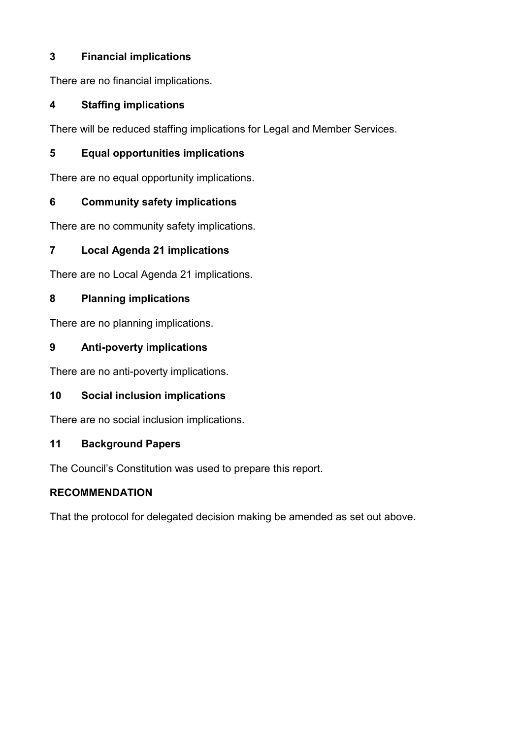## 3 Financial implications

There are no financial implications.

## 4 Staffing implications

There will be reduced staffing implications for Legal and Member Services.

## 5 Equal opportunities implications

There are no equal opportunity implications.

## 6 Community safety implications

There are no community safety implications.

## 7 Local Agenda 21 implications

There are no Local Agenda 21 implications.

## 8 Planning implications

There are no planning implications.

## 9 Anti-poverty implications

There are no anti-poverty implications.

## 10 Social inclusion implications

There are no social inclusion implications.

## 11 Background Papers

The Council's Constitution was used to prepare this report.

**RECOMMENDATION**

That the protocol for delegated decision making be amended as set out above.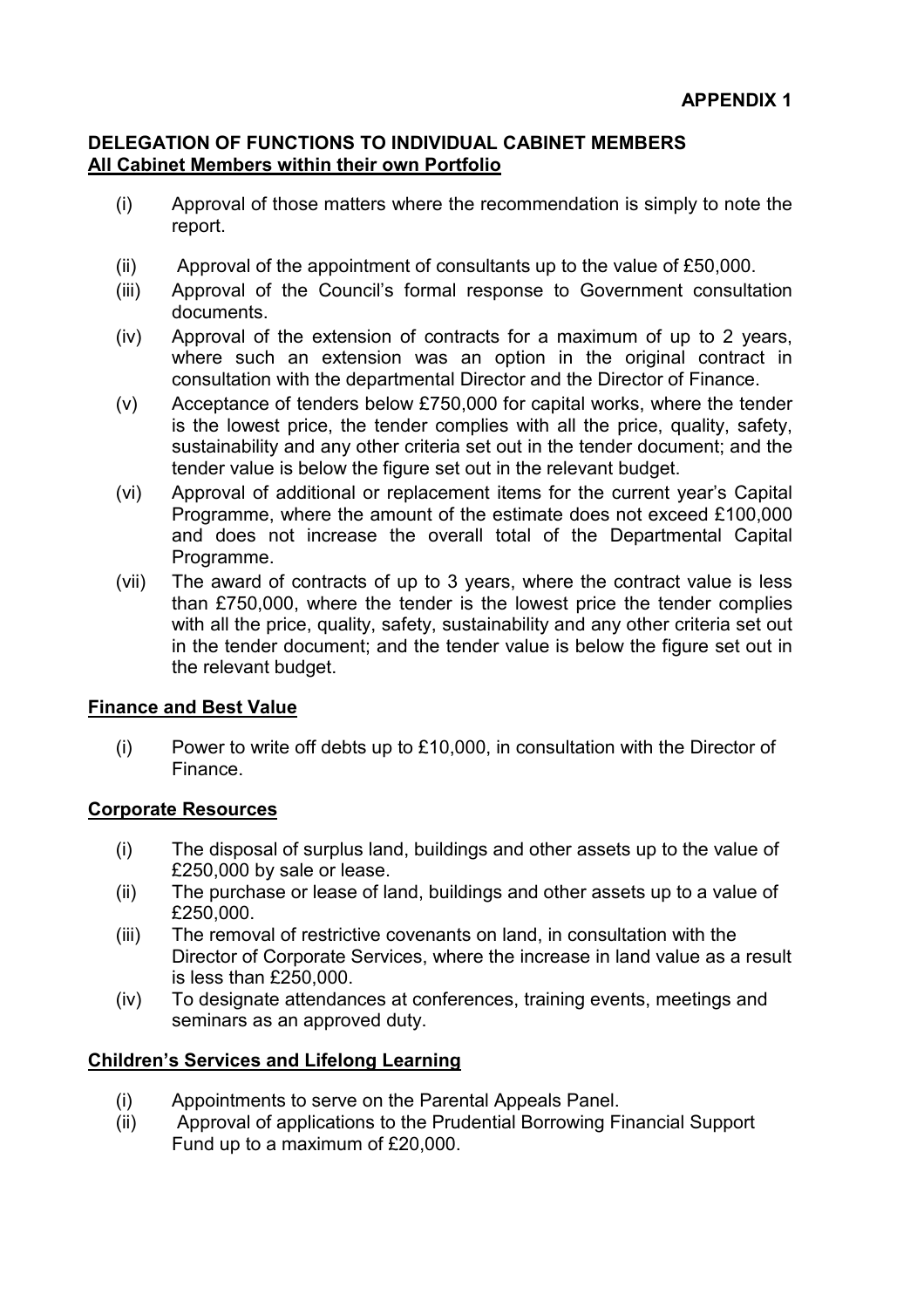**APPENDIX 1**

**DELEGATION OF FUNCTIONS TO INDIVIDUAL CABINET MEMBERS**
**<u>All Cabinet Members within their own Portfolio</u>**

(i) Approval of those matters where the recommendation is simply to note the report.

(ii) Approval of the appointment of consultants up to the value of £50,000.

(iii) Approval of the Council's formal response to Government consultation documents.

(iv) Approval of the extension of contracts for a maximum of up to 2 years, where such an extension was an option in the original contract in consultation with the departmental Director and the Director of Finance.

(v) Acceptance of tenders below £750,000 for capital works, where the tender is the lowest price, the tender complies with all the price, quality, safety, sustainability and any other criteria set out in the tender document; and the tender value is below the figure set out in the relevant budget.

(vi) Approval of additional or replacement items for the current year's Capital Programme, where the amount of the estimate does not exceed £100,000 and does not increase the overall total of the Departmental Capital Programme.

(vii) The award of contracts of up to 3 years, where the contract value is less than £750,000, where the tender is the lowest price the tender complies with all the price, quality, safety, sustainability and any other criteria set out in the tender document; and the tender value is below the figure set out in the relevant budget.

**<u>Finance and Best Value</u>**

(i) Power to write off debts up to £10,000, in consultation with the Director of Finance.

**<u>Corporate Resources</u>**

(i) The disposal of surplus land, buildings and other assets up to the value of £250,000 by sale or lease.

(ii) The purchase or lease of land, buildings and other assets up to a value of £250,000.

(iii) The removal of restrictive covenants on land, in consultation with the Director of Corporate Services, where the increase in land value as a result is less than £250,000.

(iv) To designate attendances at conferences, training events, meetings and seminars as an approved duty.

**<u>Children's Services and Lifelong Learning</u>**

(i) Appointments to serve on the Parental Appeals Panel.

(ii) Approval of applications to the Prudential Borrowing Financial Support Fund up to a maximum of £20,000.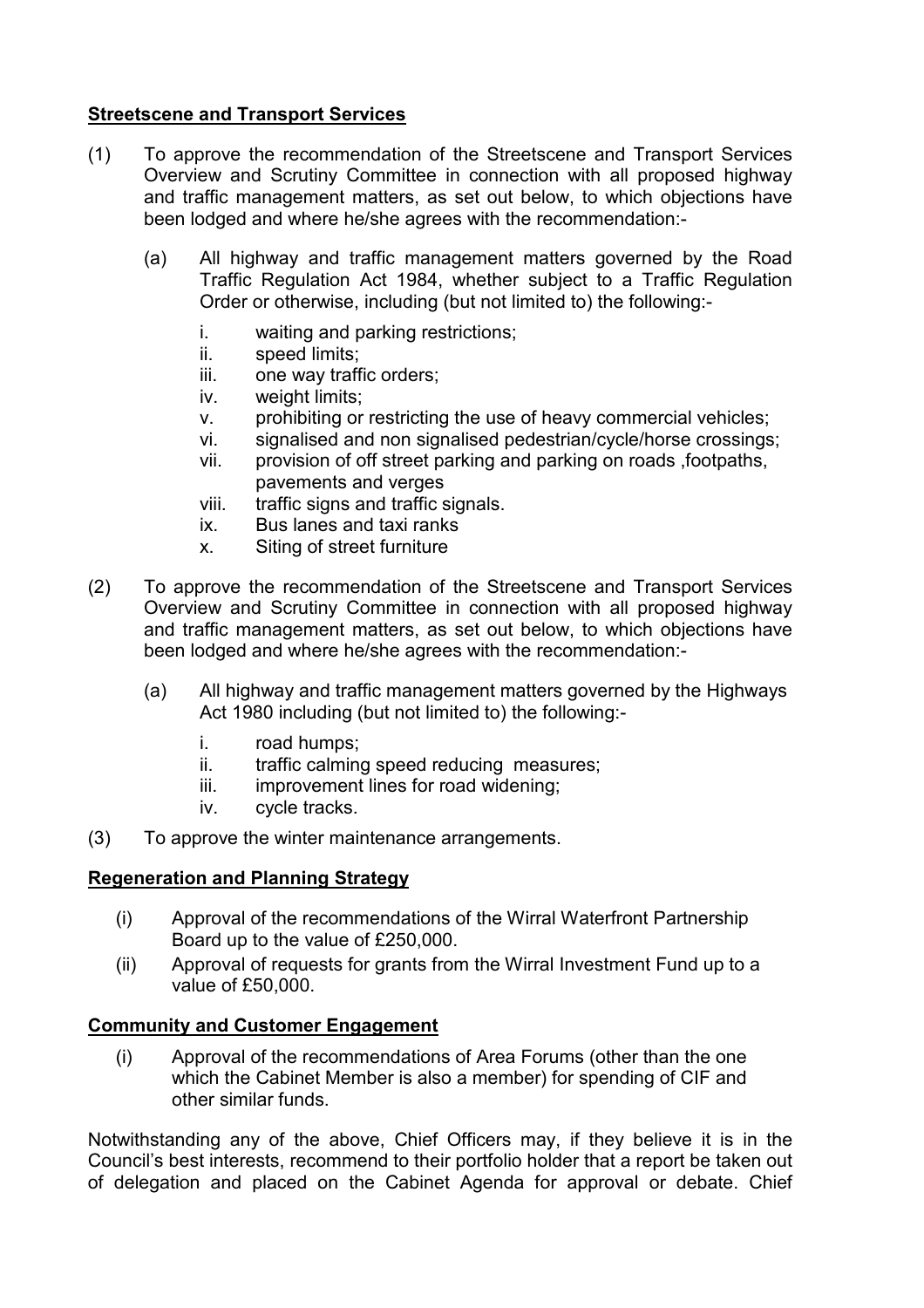**Streetscene and Transport Services**

(1) To approve the recommendation of the Streetscene and Transport Services Overview and Scrutiny Committee in connection with all proposed highway and traffic management matters, as set out below, to which objections have been lodged and where he/she agrees with the recommendation:-

   (a) All highway and traffic management matters governed by the Road Traffic Regulation Act 1984, whether subject to a Traffic Regulation Order or otherwise, including (but not limited to) the following:-

      i. waiting and parking restrictions;
      ii. speed limits;
      iii. one way traffic orders;
      iv. weight limits;
      v. prohibiting or restricting the use of heavy commercial vehicles;
      vi. signalised and non signalised pedestrian/cycle/horse crossings;
      vii. provision of off street parking and parking on roads ,footpaths, pavements and verges
      viii. traffic signs and traffic signals.
      ix. Bus lanes and taxi ranks
      x. Siting of street furniture

(2) To approve the recommendation of the Streetscene and Transport Services Overview and Scrutiny Committee in connection with all proposed highway and traffic management matters, as set out below, to which objections have been lodged and where he/she agrees with the recommendation:-

   (a) All highway and traffic management matters governed by the Highways Act 1980 including (but not limited to) the following:-

      i. road humps;
      ii. traffic calming speed reducing measures;
      iii. improvement lines for road widening;
      iv. cycle tracks.

(3) To approve the winter maintenance arrangements.

**Regeneration and Planning Strategy**

(i) Approval of the recommendations of the Wirral Waterfront Partnership Board up to the value of £250,000.

(ii) Approval of requests for grants from the Wirral Investment Fund up to a value of £50,000.

**Community and Customer Engagement**

(i) Approval of the recommendations of Area Forums (other than the one which the Cabinet Member is also a member) for spending of CIF and other similar funds.

Notwithstanding any of the above, Chief Officers may, if they believe it is in the Council's best interests, recommend to their portfolio holder that a report be taken out of delegation and placed on the Cabinet Agenda for approval or debate. Chief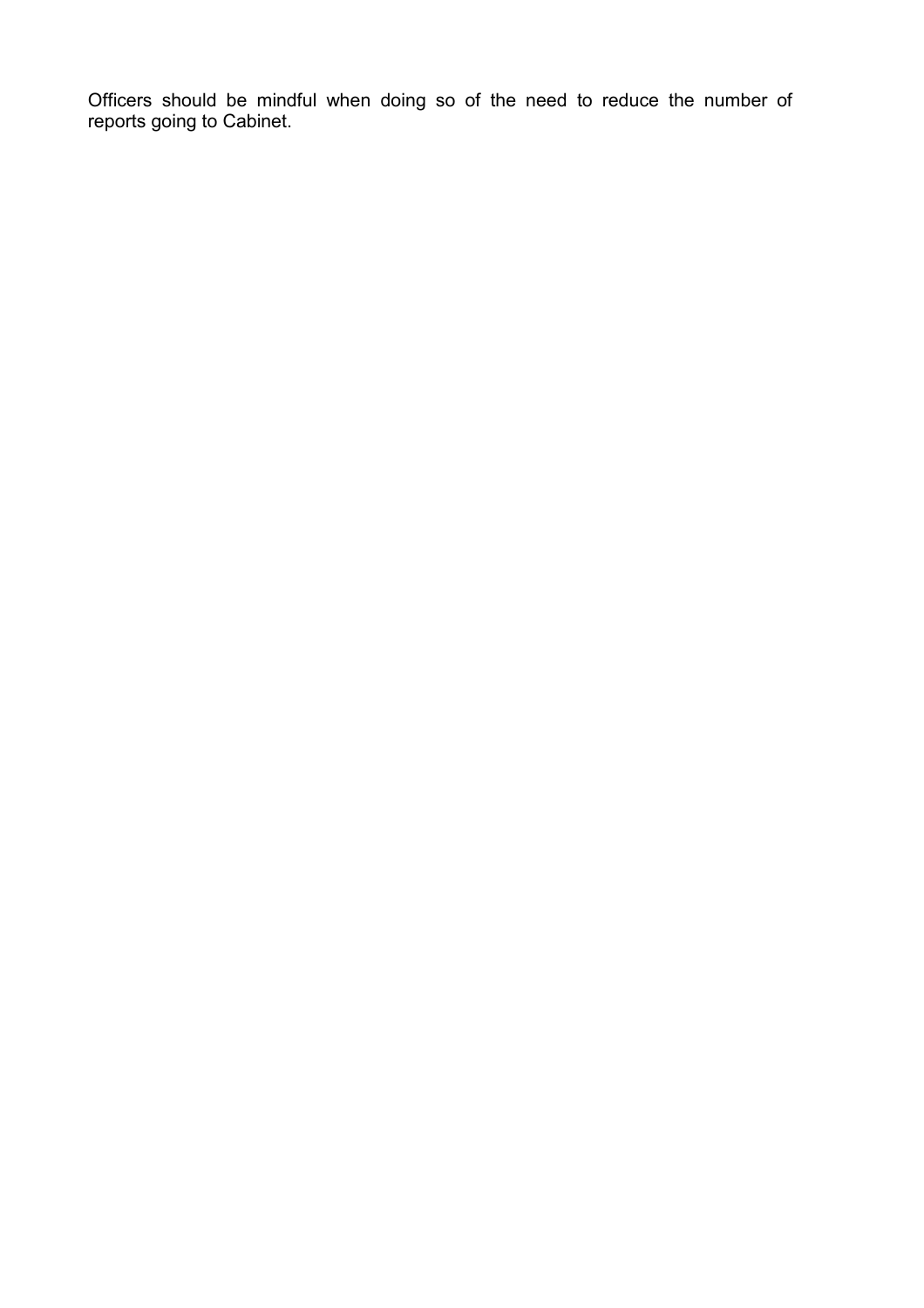Officers should be mindful when doing so of the need to reduce the number of reports going to Cabinet.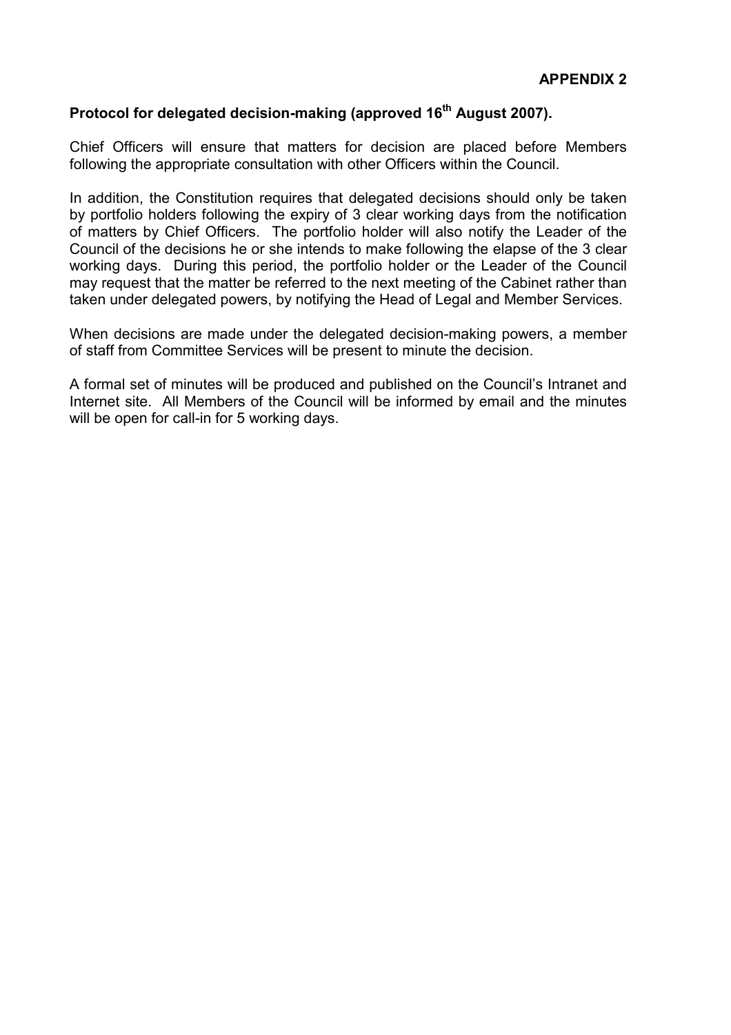**APPENDIX 2**

**Protocol for delegated decision-making (approved 16th August 2007).**

Chief Officers will ensure that matters for decision are placed before Members following the appropriate consultation with other Officers within the Council.

In addition, the Constitution requires that delegated decisions should only be taken by portfolio holders following the expiry of 3 clear working days from the notification of matters by Chief Officers. The portfolio holder will also notify the Leader of the Council of the decisions he or she intends to make following the elapse of the 3 clear working days. During this period, the portfolio holder or the Leader of the Council may request that the matter be referred to the next meeting of the Cabinet rather than taken under delegated powers, by notifying the Head of Legal and Member Services.

When decisions are made under the delegated decision-making powers, a member of staff from Committee Services will be present to minute the decision.

A formal set of minutes will be produced and published on the Council's Intranet and Internet site. All Members of the Council will be informed by email and the minutes will be open for call-in for 5 working days.